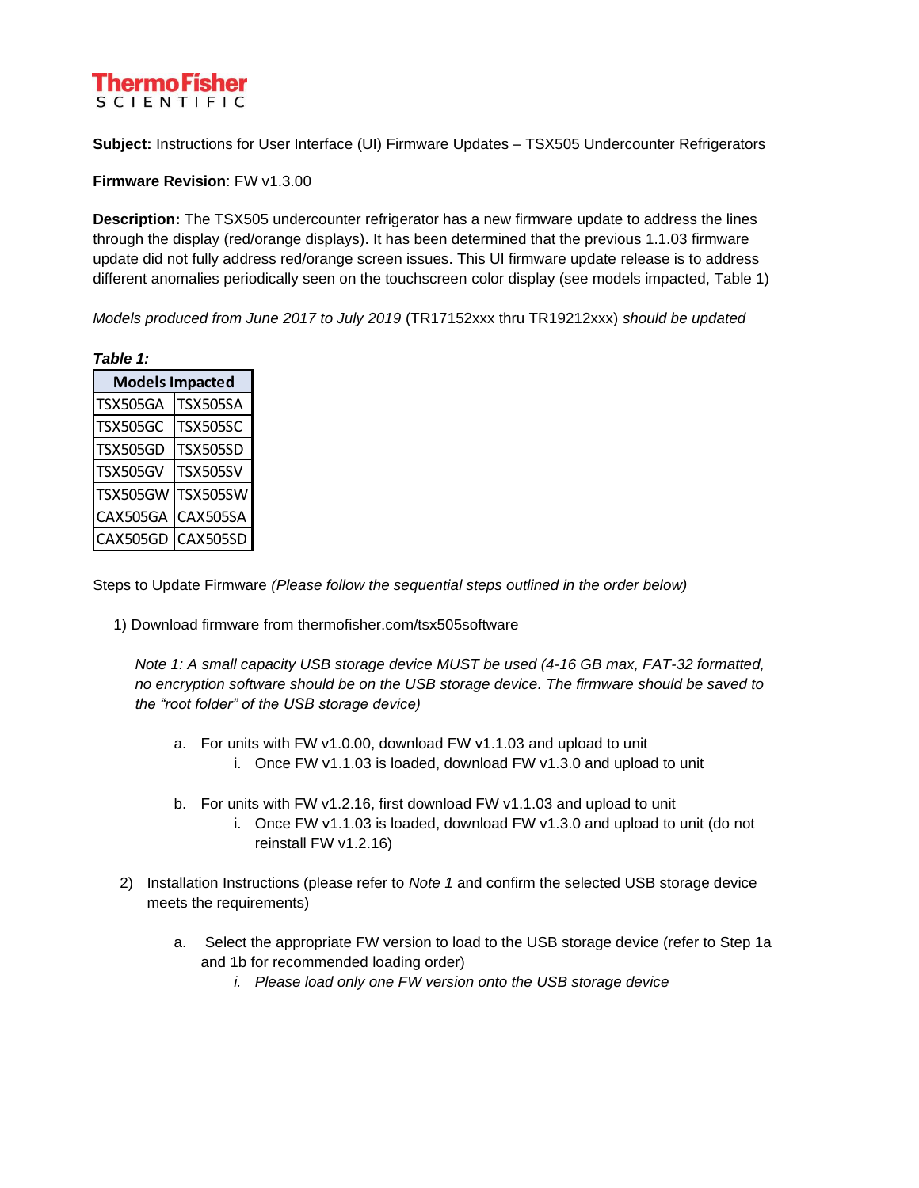**Thermo Fisher**
SCIENTIFIC

**Subject:** Instructions for User Interface (UI) Firmware Updates – TSX505 Undercounter Refrigerators

**Firmware Revision**: FW v1.3.00

**Description:** The TSX505 undercounter refrigerator has a new firmware update to address the lines through the display (red/orange displays). It has been determined that the previous 1.1.03 firmware update did not fully address red/orange screen issues. This UI firmware update release is to address different anomalies periodically seen on the touchscreen color display (see models impacted, Table 1)

*Models produced from June 2017 to July 2019* (TR17152xxx thru TR19212xxx) *should be updated*

***Table 1:***

| Models Impacted | |
|---|---|
| TSX505GA | TSX505SA |
| TSX505GC | TSX505SC |
| TSX505GD | TSX505SD |
| TSX505GV | TSX505SV |
| TSX505GW | TSX505SW |
| CAX505GA | CAX505SA |
| CAX505GD | CAX505SD |

Steps to Update Firmware *(Please follow the sequential steps outlined in the order below)*

1) Download firmware from thermofisher.com/tsx505software

   *Note 1: A small capacity USB storage device MUST be used (4-16 GB max, FAT-32 formatted, no encryption software should be on the USB storage device. The firmware should be saved to the "root folder" of the USB storage device)*

   a. For units with FW v1.0.00, download FW v1.1.03 and upload to unit
      i. Once FW v1.1.03 is loaded, download FW v1.3.0 and upload to unit

   b. For units with FW v1.2.16, first download FW v1.1.03 and upload to unit
      i. Once FW v1.1.03 is loaded, download FW v1.3.0 and upload to unit (do not reinstall FW v1.2.16)

2) Installation Instructions (please refer to *Note 1* and confirm the selected USB storage device meets the requirements)

   a. Select the appropriate FW version to load to the USB storage device (refer to Step 1a and 1b for recommended loading order)
      i. *Please load only one FW version onto the USB storage device*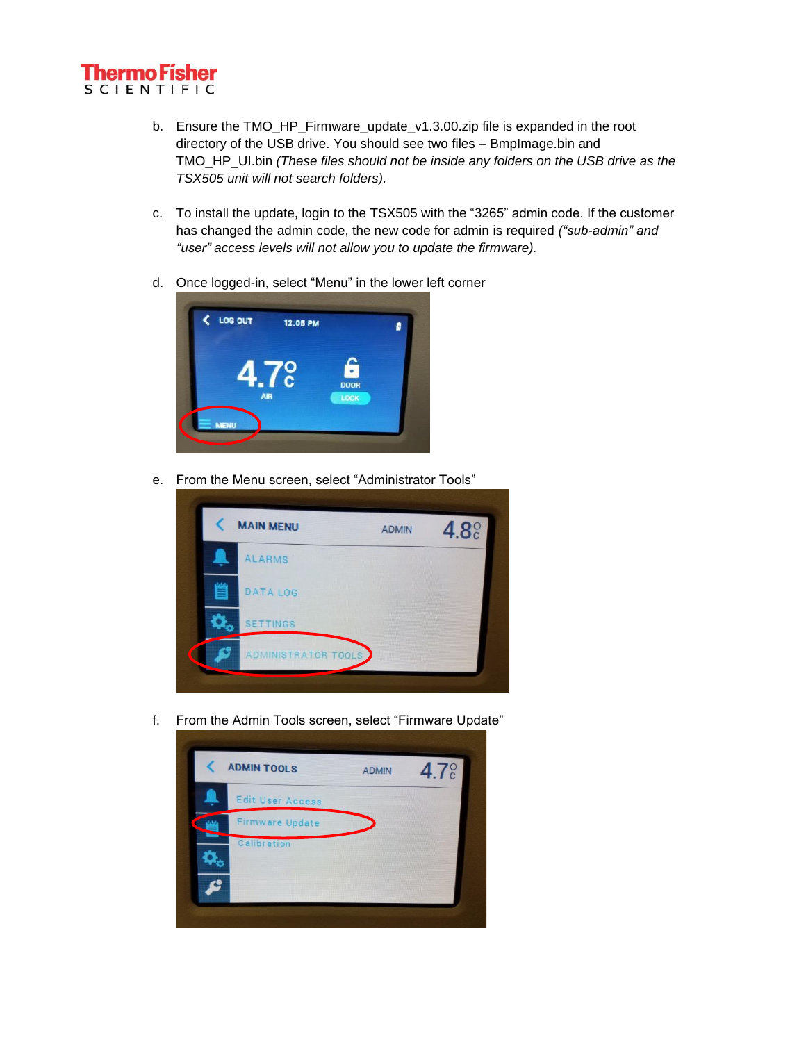b. Ensure the TMO_HP_Firmware_update_v1.3.00.zip file is expanded in the root directory of the USB drive. You should see two files – BmpImage.bin and TMO_HP_UI.bin *(These files should not be inside any folders on the USB drive as the TSX505 unit will not search folders).*

c. To install the update, login to the TSX505 with the "3265" admin code. If the customer has changed the admin code, the new code for admin is required *("sub-admin" and "user" access levels will not allow you to update the firmware).*

d. Once logged-in, select "Menu" in the lower left corner

e. From the Menu screen, select "Administrator Tools"

f. From the Admin Tools screen, select "Firmware Update"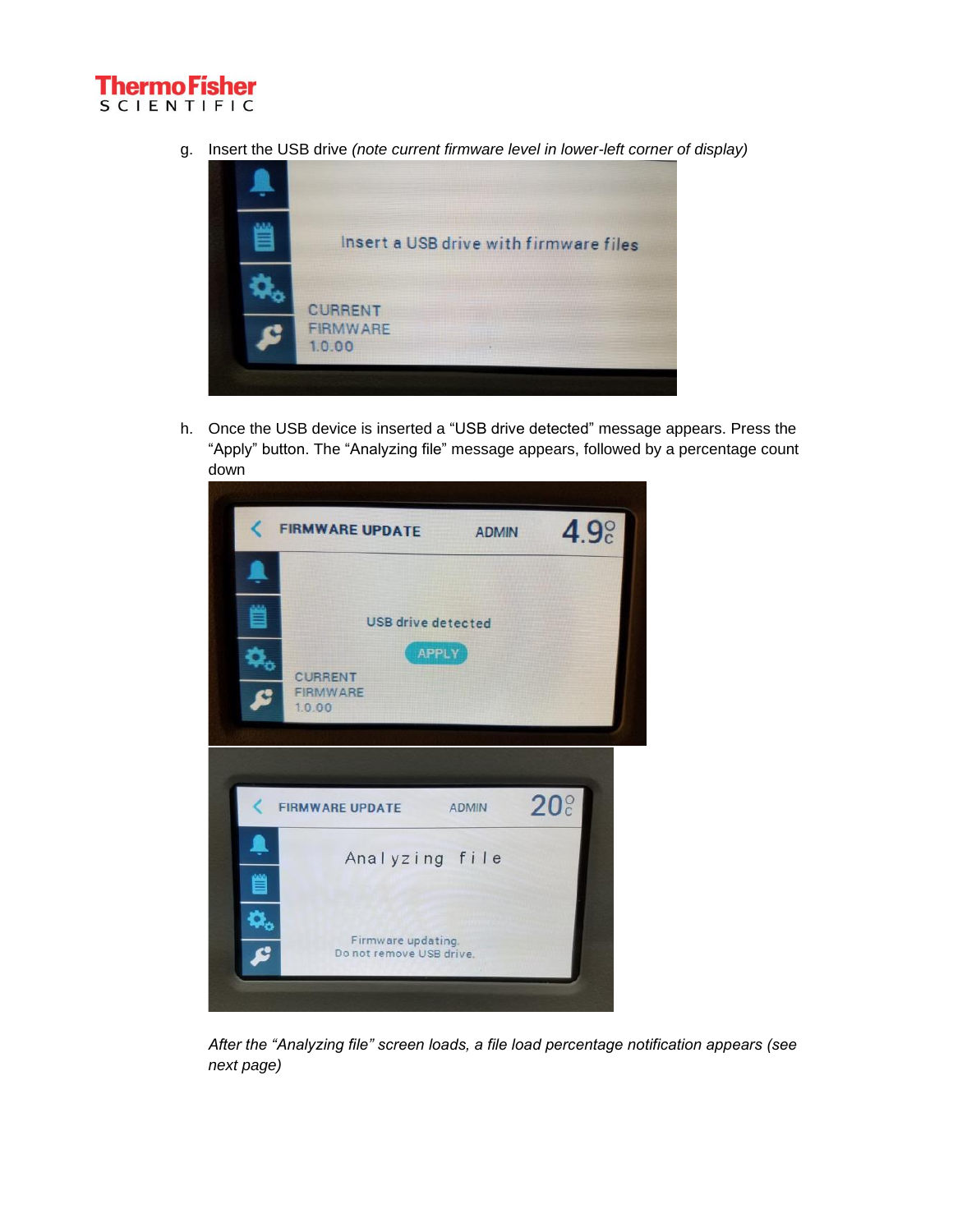g. Insert the USB drive *(note current firmware level in lower-left corner of display)*

h. Once the USB device is inserted a "USB drive detected" message appears. Press the "Apply" button. The "Analyzing file" message appears, followed by a percentage count down

*After the "Analyzing file" screen loads, a file load percentage notification appears (see next page)*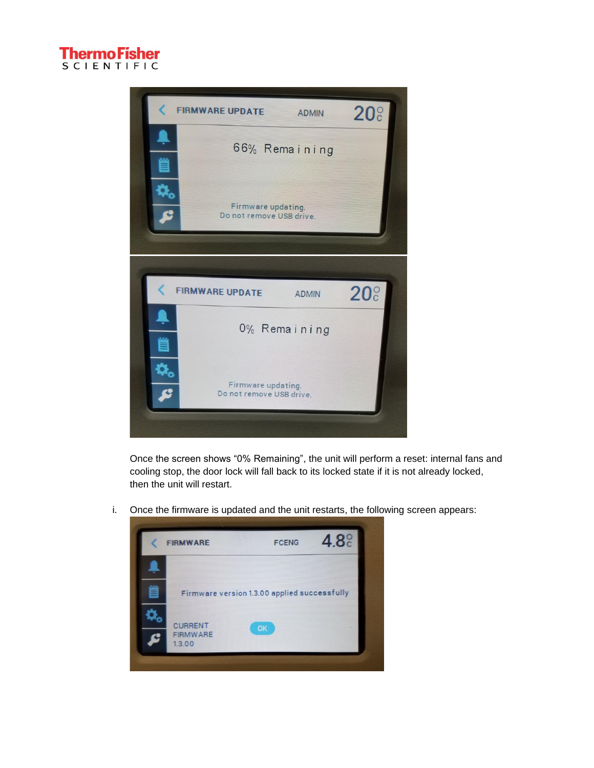Once the screen shows “0% Remaining”, the unit will perform a reset: internal fans and cooling stop, the door lock will fall back to its locked state if it is not already locked, then the unit will restart.

i. Once the firmware is updated and the unit restarts, the following screen appears: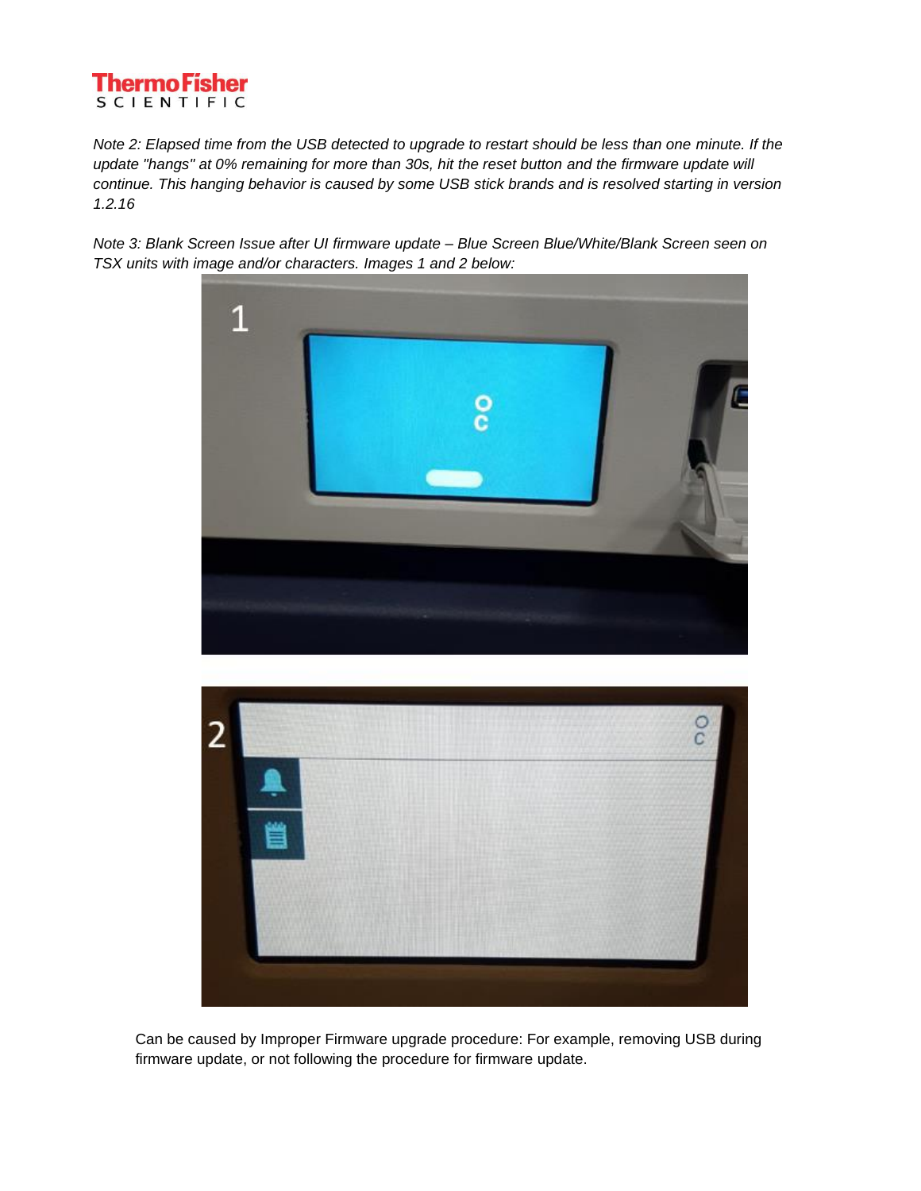*Note 2: Elapsed time from the USB detected to upgrade to restart should be less than one minute. If the update "hangs" at 0% remaining for more than 30s, hit the reset button and the firmware update will continue. This hanging behavior is caused by some USB stick brands and is resolved starting in version 1.2.16*

*Note 3: Blank Screen Issue after UI firmware update – Blue Screen Blue/White/Blank Screen seen on TSX units with image and/or characters. Images 1 and 2 below:*

Can be caused by Improper Firmware upgrade procedure: For example, removing USB during firmware update, or not following the procedure for firmware update.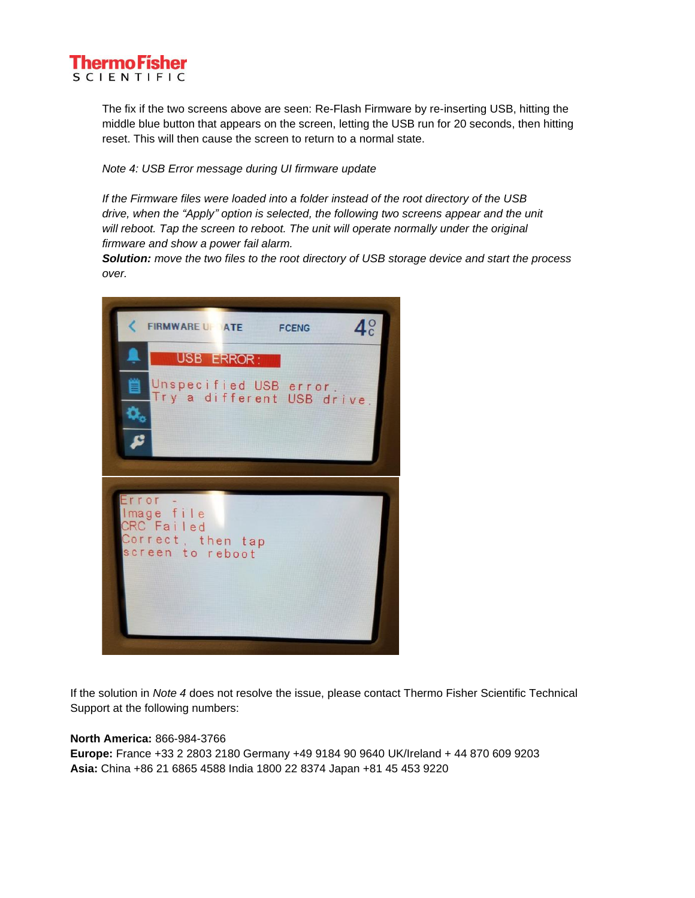The fix if the two screens above are seen: Re-Flash Firmware by re-inserting USB, hitting the middle blue button that appears on the screen, letting the USB run for 20 seconds, then hitting reset. This will then cause the screen to return to a normal state.

*Note 4: USB Error message during UI firmware update*

*If the Firmware files were loaded into a folder instead of the root directory of the USB drive, when the "Apply" option is selected, the following two screens appear and the unit will reboot. Tap the screen to reboot. The unit will operate normally under the original firmware and show a power fail alarm.*
***Solution:** move the two files to the root directory of USB storage device and start the process over.*

If the solution in *Note 4* does not resolve the issue, please contact Thermo Fisher Scientific Technical Support at the following numbers:

**North America:** 866-984-3766
**Europe:** France +33 2 2803 2180 Germany +49 9184 90 9640 UK/Ireland + 44 870 609 9203
**Asia:** China +86 21 6865 4588 India 1800 22 8374 Japan +81 45 453 9220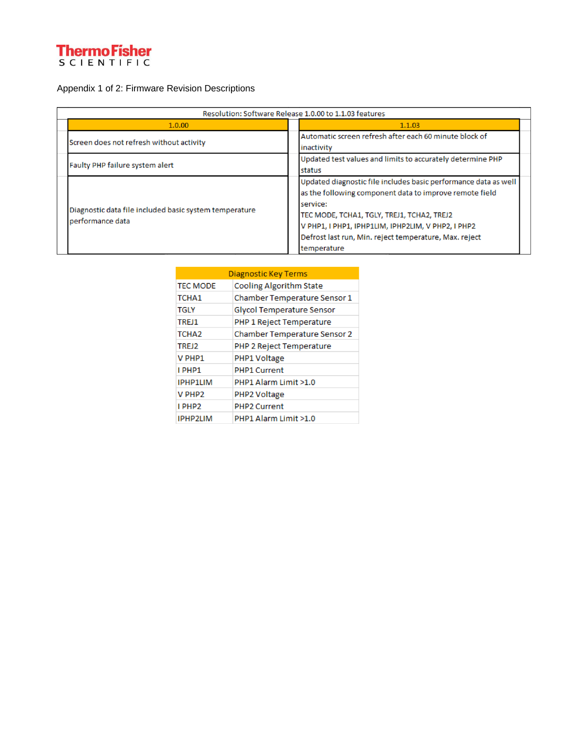Appendix 1 of 2: Firmware Revision Descriptions

| Resolution: Software Release 1.0.00 to 1.1.03 features | |
|---|---|
| 1.0.00 | 1.1.03 |
| Screen does not refresh without activity | Automatic screen refresh after each 60 minute block of inactivity |
| Faulty PHP failure system alert | Updated test values and limits to accurately determine PHP status |
| Diagnostic data file included basic system temperature performance data | Updated diagnostic file includes basic performance data as well as the following component data to improve remote field service:<br>TEC MODE, TCHA1, TGLY, TREJ1, TCHA2, TREJ2<br>V PHP1, I PHP1, IPHP1LIM, IPHP2LIM, V PHP2, I PHP2<br>Defrost last run, Min. reject temperature, Max. reject temperature |

| Diagnostic Key Terms | |
|---|---|
| TEC MODE | Cooling Algorithm State |
| TCHA1 | Chamber Temperature Sensor 1 |
| TGLY | Glycol Temperature Sensor |
| TREJ1 | PHP 1 Reject Temperature |
| TCHA2 | Chamber Temperature Sensor 2 |
| TREJ2 | PHP 2 Reject Temperature |
| V PHP1 | PHP1 Voltage |
| I PHP1 | PHP1 Current |
| IPHP1LIM | PHP1 Alarm Limit >1.0 |
| V PHP2 | PHP2 Voltage |
| I PHP2 | PHP2 Current |
| IPHP2LIM | PHP1 Alarm Limit >1.0 |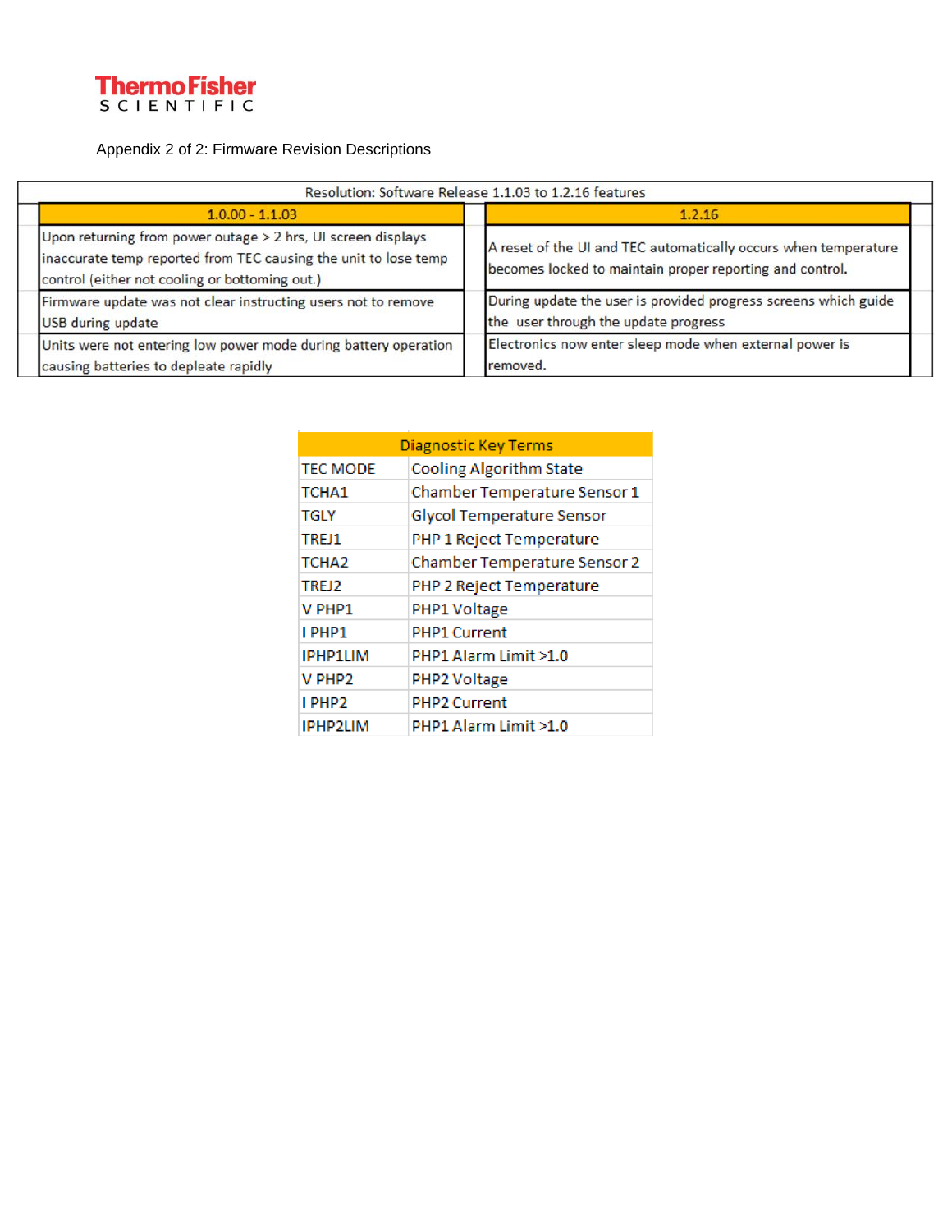Appendix 2 of 2: Firmware Revision Descriptions

| Resolution: Software Release 1.1.03 to 1.2.16 features | |
|---|---|
| 1.0.00 - 1.1.03 | 1.2.16 |
| Upon returning from power outage > 2 hrs, UI screen displays inaccurate temp reported from TEC causing the unit to lose temp control (either not cooling or bottoming out.) | A reset of the UI and TEC automatically occurs when temperature becomes locked to maintain proper reporting and control. |
| Firmware update was not clear instructing users not to remove USB during update | During update the user is provided progress screens which guide the user through the update progress |
| Units were not entering low power mode during battery operation causing batteries to depleate rapidly | Electronics now enter sleep mode when external power is removed. |

| Diagnostic Key Terms | |
|---|---|
| TEC MODE | Cooling Algorithm State |
| TCHA1 | Chamber Temperature Sensor 1 |
| TGLY | Glycol Temperature Sensor |
| TREJ1 | PHP 1 Reject Temperature |
| TCHA2 | Chamber Temperature Sensor 2 |
| TREJ2 | PHP 2 Reject Temperature |
| V PHP1 | PHP1 Voltage |
| I PHP1 | PHP1 Current |
| IPHP1LIM | PHP1 Alarm Limit >1.0 |
| V PHP2 | PHP2 Voltage |
| I PHP2 | PHP2 Current |
| IPHP2LIM | PHP1 Alarm Limit >1.0 |